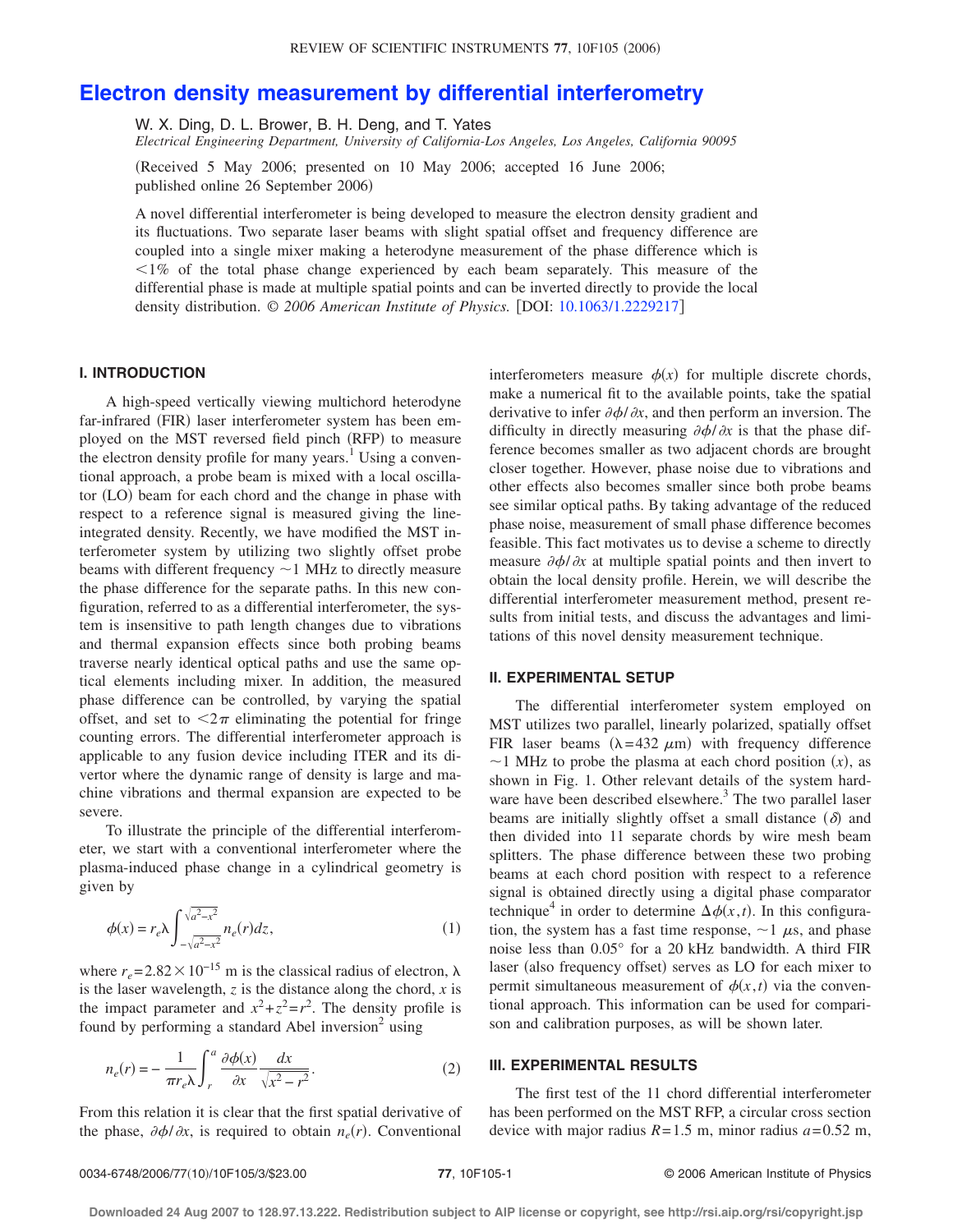# Electron density measurement by differential interferometry

W. X. Ding, D. L. Brower, B. H. Deng, and T. Yates

*Electrical Engineering Department, University of California-Los Angeles, Los Angeles, California 90095*

(Received 5 May 2006; presented on 10 May 2006; accepted 16 June 2006; published online 26 September 2006)

A novel differential interferometer is being developed to measure the electron density gradient and its fluctuations. Two separate laser beams with slight spatial offset and frequency difference are coupled into a single mixer making a heterodyne measurement of the phase difference which is <1% of the total phase change experienced by each beam separately. This measure of the differential phase is made at multiple spatial points and can be inverted directly to provide the local density distribution. *© 2006 American Institute of Physics.* [DOI: 10.1063/1.2229217]

## I. INTRODUCTION

A high-speed vertically viewing multichord heterodyne far-infrared (FIR) laser interferometer system has been employed on the MST reversed field pinch (RFP) to measure the electron density profile for many years.[1] Using a conventional approach, a probe beam is mixed with a local oscillator (LO) beam for each chord and the change in phase with respect to a reference signal is measured giving the line-integrated density. Recently, we have modified the MST interferometer system by utilizing two slightly offset probe beams with different frequency ~1 MHz to directly measure the phase difference for the separate paths. In this new configuration, referred to as a differential interferometer, the system is insensitive to path length changes due to vibrations and thermal expansion effects since both probing beams traverse nearly identical optical paths and use the same optical elements including mixer. In addition, the measured phase difference can be controlled, by varying the spatial offset, and set to $<2\pi$ eliminating the potential for fringe counting errors. The differential interferometer approach is applicable to any fusion device including ITER and its divertor where the dynamic range of density is large and machine vibrations and thermal expansion are expected to be severe.

To illustrate the principle of the differential interferometer, we start with a conventional interferometer where the plasma-induced phase change in a cylindrical geometry is given by

$$\phi(x) = r_e \lambda \int_{-\sqrt{a^2-x^2}}^{\sqrt{a^2-x^2}} n_e(r) dz, \tag{1}$$

where $r_e = 2.82 \times 10^{-15}$ m is the classical radius of electron, $\lambda$ is the laser wavelength, $z$ is the distance along the chord, $x$ is the impact parameter and $x^2 + z^2 = r^2$. The density profile is found by performing a standard Abel inversion[2] using

$$n_e(r) = -\frac{1}{\pi r_e \lambda} \int_r^a \frac{\partial \phi(x)}{\partial x} \frac{dx}{\sqrt{x^2 - r^2}}. \tag{2}$$

From this relation it is clear that the first spatial derivative of the phase, $\partial\phi/\partial x$, is required to obtain $n_e(r)$. Conventional interferometers measure $\phi(x)$ for multiple discrete chords, make a numerical fit to the available points, take the spatial derivative to infer $\partial\phi/\partial x$, and then perform an inversion. The difficulty in directly measuring $\partial\phi/\partial x$ is that the phase difference becomes smaller as two adjacent chords are brought closer together. However, phase noise due to vibrations and other effects also becomes smaller since both probe beams see similar optical paths. By taking advantage of the reduced phase noise, measurement of small phase difference becomes feasible. This fact motivates us to devise a scheme to directly measure $\partial\phi/\partial x$ at multiple spatial points and then invert to obtain the local density profile. Herein, we will describe the differential interferometer measurement method, present results from initial tests, and discuss the advantages and limitations of this novel density measurement technique.

## II. EXPERIMENTAL SETUP

The differential interferometer system employed on MST utilizes two parallel, linearly polarized, spatially offset FIR laser beams ($\lambda = 432$ $\mu$m) with frequency difference ~1 MHz to probe the plasma at each chord position ($x$), as shown in Fig. 1. Other relevant details of the system hardware have been described elsewhere.[3] The two parallel laser beams are initially slightly offset a small distance ($\delta$) and then divided into 11 separate chords by wire mesh beam splitters. The phase difference between these two probing beams at each chord position with respect to a reference signal is obtained directly using a digital phase comparator technique[4] in order to determine $\Delta\phi(x,t)$. In this configuration, the system has a fast time response, ~1 $\mu$s, and phase noise less than 0.05° for a 20 kHz bandwidth. A third FIR laser (also frequency offset) serves as LO for each mixer to permit simultaneous measurement of $\phi(x,t)$ via the conventional approach. This information can be used for comparison and calibration purposes, as will be shown later.

## III. EXPERIMENTAL RESULTS

The first test of the 11 chord differential interferometer has been performed on the MST RFP, a circular cross section device with major radius $R = 1.5$ m, minor radius $a = 0.52$ m,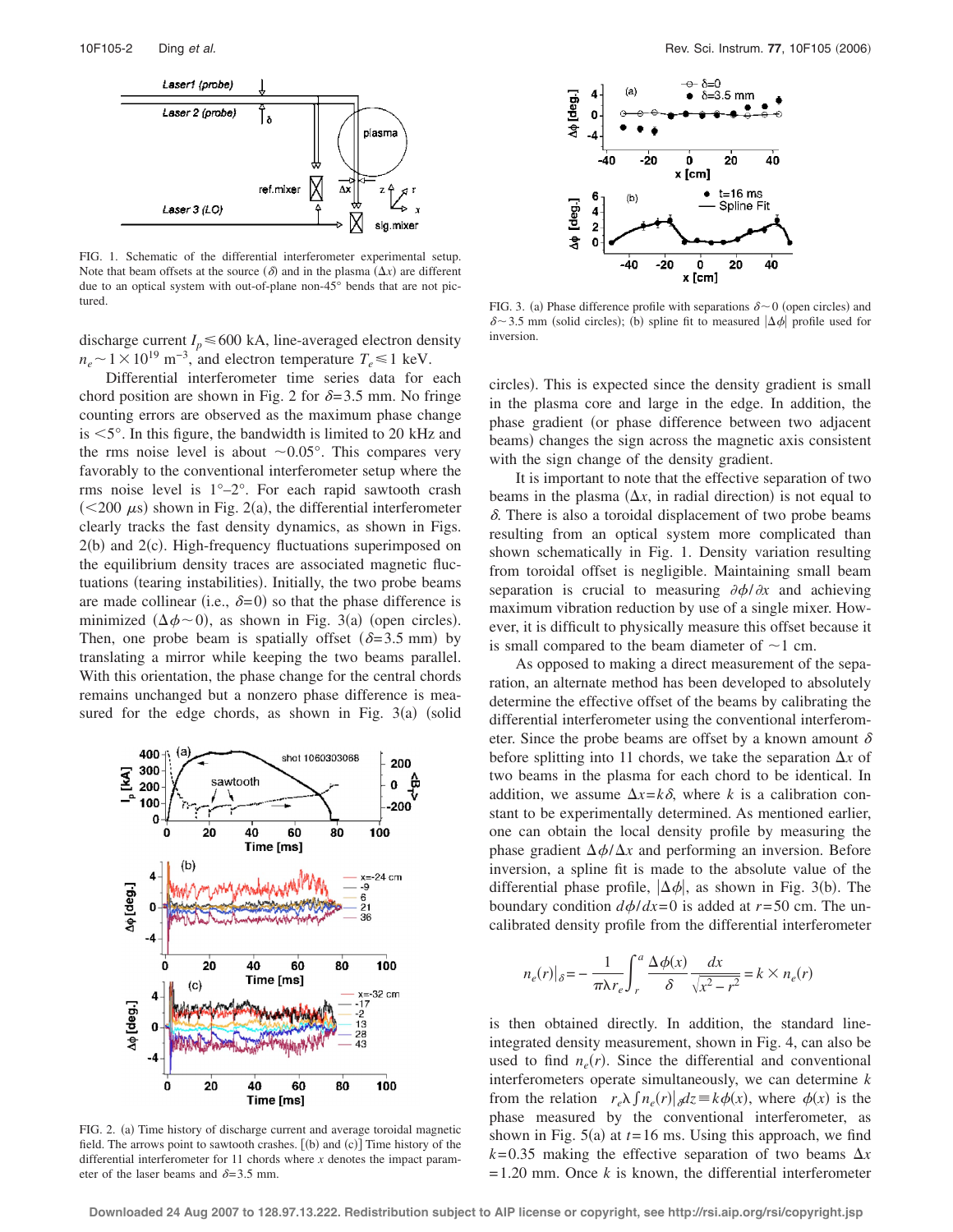FIG. 1. Schematic of the differential interferometer experimental setup. Note that beam offsets at the source ($\delta$) and in the plasma ($\Delta x$) are different due to an optical system with out-of-plane non-45° bends that are not pictured.

discharge current $I_p \leqslant 600$ kA, line-averaged electron density $n_e \sim 1 \times 10^{19}$ m$^{-3}$, and electron temperature $T_e \leqslant 1$ keV.

Differential interferometer time series data for each chord position are shown in Fig. 2 for $\delta = 3.5$ mm. No fringe counting errors are observed as the maximum phase change is <5°. In this figure, the bandwidth is limited to 20 kHz and the rms noise level is about ~0.05°. This compares very favorably to the conventional interferometer setup where the rms noise level is 1°–2°. For each rapid sawtooth crash (<200 $\mu$s) shown in Fig. 2(a), the differential interferometer clearly tracks the fast density dynamics, as shown in Figs. 2(b) and 2(c). High-frequency fluctuations superimposed on the equilibrium density traces are associated magnetic fluctuations (tearing instabilities). Initially, the two probe beams are made collinear (i.e., $\delta = 0$) so that the phase difference is minimized ($\Delta\phi \sim 0$), as shown in Fig. 3(a) (open circles). Then, one probe beam is spatially offset ($\delta = 3.5$ mm) by translating a mirror while keeping the two beams parallel. With this orientation, the phase change for the central chords remains unchanged but a nonzero phase difference is measured for the edge chords, as shown in Fig. 3(a) (solid circles). This is expected since the density gradient is small in the plasma core and large in the edge. In addition, the phase gradient (or phase difference between two adjacent beams) changes the sign across the magnetic axis consistent with the sign change of the density gradient.

FIG. 2. (a) Time history of discharge current and average toroidal magnetic field. The arrows point to sawtooth crashes. [(b) and (c)] Time history of the differential interferometer for 11 chords where $x$ denotes the impact parameter of the laser beams and $\delta = 3.5$ mm.

FIG. 3. (a) Phase difference profile with separations $\delta \sim 0$ (open circles) and $\delta \sim 3.5$ mm (solid circles); (b) spline fit to measured $|\Delta\phi|$ profile used for inversion.

It is important to note that the effective separation of two beams in the plasma ($\Delta x$, in radial direction) is not equal to $\delta$. There is also a toroidal displacement of two probe beams resulting from an optical system more complicated than shown schematically in Fig. 1. Density variation resulting from toroidal offset is negligible. Maintaining small beam separation is crucial to measuring $\partial\phi/\partial x$ and achieving maximum vibration reduction by use of a single mixer. However, it is difficult to physically measure this offset because it is small compared to the beam diameter of ~1 cm.

As opposed to making a direct measurement of the separation, an alternate method has been developed to absolutely determine the effective offset of the beams by calibrating the differential interferometer using the conventional interferometer. Since the probe beams are offset by a known amount $\delta$ before splitting into 11 chords, we take the separation $\Delta x$ of two beams in the plasma for each chord to be identical. In addition, we assume $\Delta x = k\delta$, where $k$ is a calibration constant to be experimentally determined. As mentioned earlier, one can obtain the local density profile by measuring the phase gradient $\Delta\phi/\Delta x$ and performing an inversion. Before inversion, a spline fit is made to the absolute value of the differential phase profile, $|\Delta\phi|$, as shown in Fig. 3(b). The boundary condition $d\phi/dx = 0$ is added at $r = 50$ cm. The uncalibrated density profile from the differential interferometer

$$n_e(r)|_\delta = -\frac{1}{\pi\lambda r_e}\int_r^a \frac{\Delta\phi(x)}{\delta}\frac{dx}{\sqrt{x^2 - r^2}} = k \times n_e(r)$$

is then obtained directly. In addition, the standard line-integrated density measurement, shown in Fig. 4, can also be used to find $n_e(r)$. Since the differential and conventional interferometers operate simultaneously, we can determine $k$ from the relation $r_e\lambda \int n_e(r)|_\delta dz \equiv k\phi(x)$, where $\phi(x)$ is the phase measured by the conventional interferometer, as shown in Fig. 5(a) at $t = 16$ ms. Using this approach, we find $k = 0.35$ making the effective separation of two beams $\Delta x = 1.20$ mm. Once $k$ is known, the differential interferometer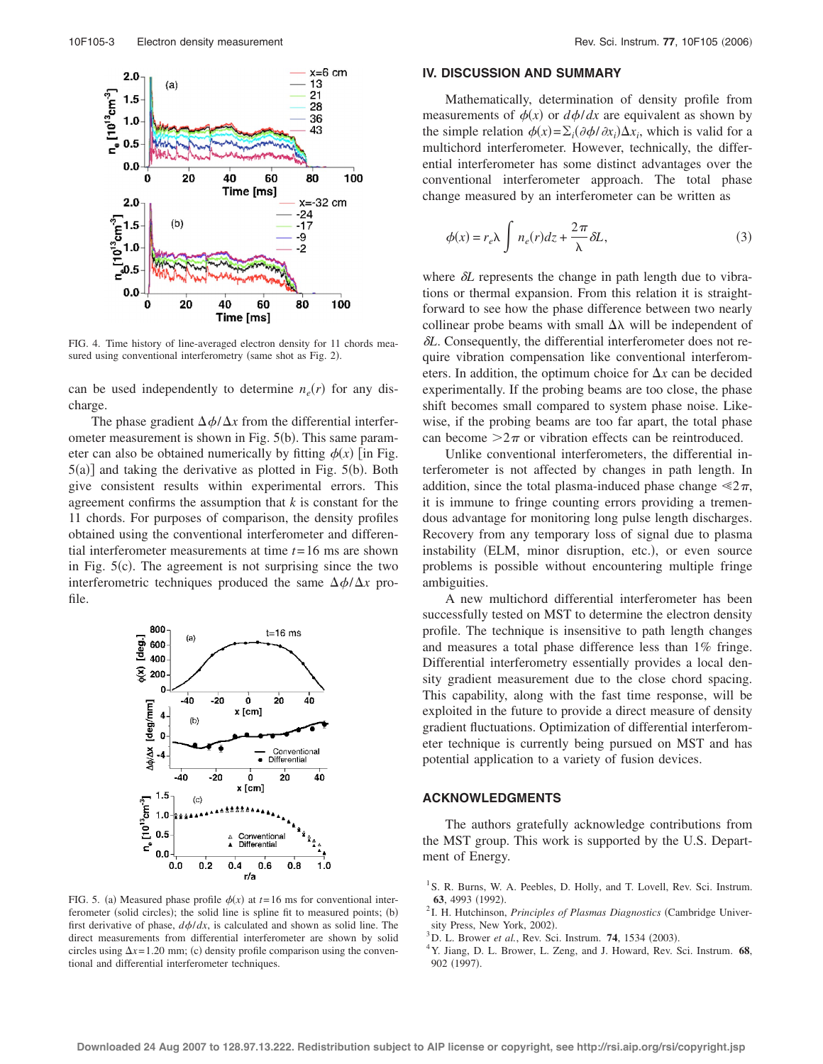(a)

x=6 cm
13
21
28
36
43

$n_e$ [$10^{13}$cm$^{-3}$]

2.0
1.5
1.0
0.5
0.0

0 20 40 60 80 100

Time [ms]

(b)

x=-32 cm
-24
-17
-9
-2

$n_e$ [$10^{13}$cm$^{-3}$]

2.0
1.5
1.0
0.5
0.0

0 20 40 60 80 100

Time [ms]

FIG. 4. Time history of line-averaged electron density for 11 chords measured using conventional interferometry (same shot as Fig. 2).

can be used independently to determine $n_e(r)$ for any discharge.

The phase gradient $\Delta\phi/\Delta x$ from the differential interferometer measurement is shown in Fig. 5(b). This same parameter can also be obtained numerically by fitting $\phi(x)$ [in Fig. 5(a)] and taking the derivative as plotted in Fig. 5(b). Both give consistent results within experimental errors. This agreement confirms the assumption that $k$ is constant for the 11 chords. For purposes of comparison, the density profiles obtained using the conventional interferometer and differential interferometer measurements at time $t=16$ ms are shown in Fig. 5(c). The agreement is not surprising since the two interferometric techniques produced the same $\Delta\phi/\Delta x$ profile.

(a)

t=16 ms

$\phi(x)$ [deg.]

800
600
400
200
0

-40 -20 0 20 40

x [cm]

(b)

$\Delta\phi/\Delta x$ [deg/mm]

4
0
-4

Conventional
Differential

-40 -20 0 20 40

x [cm]

(c)

$n_e$ [$10^{13}$cm$^{-3}$]

1.5
1.0
0.5
0.0

Conventional
Differential

0.0 0.2 0.4 0.6 0.8 1.0

r/a

FIG. 5. (a) Measured phase profile $\phi(x)$ at $t=16$ ms for conventional interferometer (solid circles); the solid line is spline fit to measured points; (b) first derivative of phase, $d\phi/dx$, is calculated and shown as solid line. The direct measurements from differential interferometer are shown by solid circles using $\Delta x=1.20$ mm; (c) density profile comparison using the conventional and differential interferometer techniques.

## IV. DISCUSSION AND SUMMARY

Mathematically, determination of density profile from measurements of $\phi(x)$ or $d\phi/dx$ are equivalent as shown by the simple relation $\phi(x)=\Sigma_i(\partial\phi/\partial x_i)\Delta x_i$, which is valid for a multichord interferometer. However, technically, the differential interferometer has some distinct advantages over the conventional interferometer approach. The total phase change measured by an interferometer can be written as

$$\phi(x)=r_e\lambda\int n_e(r)dz+\frac{2\pi}{\lambda}\delta L, \tag{3}$$

where $\delta L$ represents the change in path length due to vibrations or thermal expansion. From this relation it is straightforward to see how the phase difference between two nearly collinear probe beams with small $\Delta\lambda$ will be independent of $\delta L$. Consequently, the differential interferometer does not require vibration compensation like conventional interferometers. In addition, the optimum choice for $\Delta x$ can be decided experimentally. If the probing beams are too close, the phase shift becomes small compared to system phase noise. Likewise, if the probing beams are too far apart, the total phase can become $>2\pi$ or vibration effects can be reintroduced.

Unlike conventional interferometers, the differential interferometer is not affected by changes in path length. In addition, since the total plasma-induced phase change $\leqslant 2\pi$, it is immune to fringe counting errors providing a tremendous advantage for monitoring long pulse length discharges. Recovery from any temporary loss of signal due to plasma instability (ELM, minor disruption, etc.), or even source problems is possible without encountering multiple fringe ambiguities.

A new multichord differential interferometer has been successfully tested on MST to determine the electron density profile. The technique is insensitive to path length changes and measures a total phase difference less than 1% fringe. Differential interferometry essentially provides a local density gradient measurement due to the close chord spacing. This capability, along with the fast time response, will be exploited in the future to provide a direct measure of density gradient fluctuations. Optimization of differential interferometer technique is currently being pursued on MST and has potential application to a variety of fusion devices.

## ACKNOWLEDGMENTS

The authors gratefully acknowledge contributions from the MST group. This work is supported by the U.S. Department of Energy.

[1] S. R. Burns, W. A. Peebles, D. Holly, and T. Lovell, Rev. Sci. Instrum. **63**, 4993 (1992).

[2] I. H. Hutchinson, *Principles of Plasmas Diagnostics* (Cambridge University Press, New York, 2002).

[3] D. L. Brower *et al.*, Rev. Sci. Instrum. **74**, 1534 (2003).

[4] Y. Jiang, D. L. Brower, L. Zeng, and J. Howard, Rev. Sci. Instrum. **68**, 902 (1997).